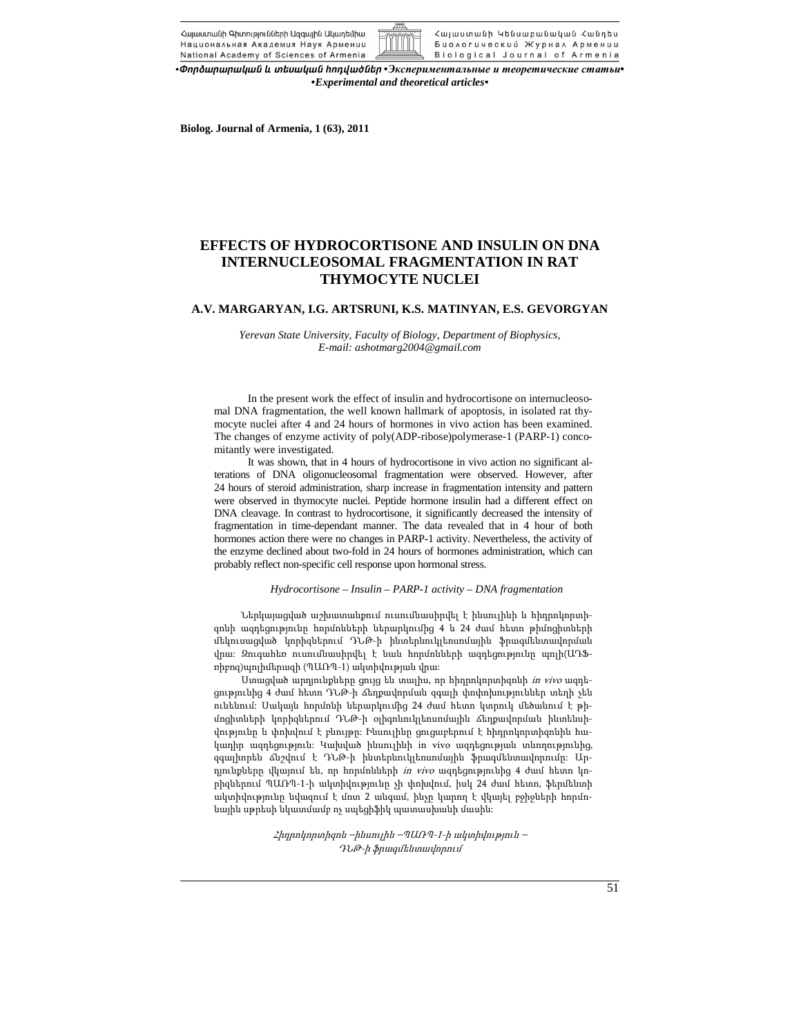•Փորձարարական և տեսական հոդվածներ •Экспериментальные и теоретические статьи•
•Experimental and theoretical articles•

**Biolog. Journal of Armenia, 1 (63), 2011**

# EFFECTS OF HYDROCORTISONE AND INSULIN ON DNA INTERNUCLEOSOMAL FRAGMENTATION IN RAT THYMOCYTE NUCLEI

**A.V. MARGARYAN, I.G. ARTSRUNI, K.S. MATINYAN, E.S. GEVORGYAN**

*Yerevan State University, Faculty of Biology, Department of Biophysics,*
*E-mail: ashotmarg2004@gmail.com*

In the present work the effect of insulin and hydrocortisone on internucleosomal DNA fragmentation, the well known hallmark of apoptosis, in isolated rat thymocyte nuclei after 4 and 24 hours of hormones in vivo action has been examined. The changes of enzyme activity of poly(ADP-ribose)polymerase-1 (PARP-1) concomitantly were investigated.

It was shown, that in 4 hours of hydrocortisone in vivo action no significant alterations of DNA oligonucleosomal fragmentation were observed. However, after 24 hours of steroid administration, sharp increase in fragmentation intensity and pattern were observed in thymocyte nuclei. Peptide hormone insulin had a different effect on DNA cleavage. In contrast to hydrocortisone, it significantly decreased the intensity of fragmentation in time-dependant manner. The data revealed that in 4 hour of both hormones action there were no changes in PARP-1 activity. Nevertheless, the activity of the enzyme declined about two-fold in 24 hours of hormones administration, which can probably reflect non-specific cell response upon hormonal stress.

*Hydrocortisone – Insulin – PARP-1 activity – DNA fragmentation*

Ներկայացված աշխատանքում ուսումնասիրվել է ինսուլինի և հիդրոկորտիզոնի ազդեցությունը հորմոնների ներարկումից 4 և 24 ժամ հետո թիմոցիտների մեկուսացված կորիզներում ԴՆԹ-ի ինտերնուկլեոսոմային ֆրագմենտավորման վրա։ Զուգահեռ ուսումնասիրվել է նաև հորմոնների ազդեցությունը պոլի(ԱԴՖ-ռիբոզ)պոլիմերազի (ՊԱՌՊ-1) ակտիվության վրա։

Ստացված արդյունքները ցույց են տալիս, որ հիդրոկորտիզոնի *in vivo* ազդեցությունից 4 ժամ հետո ԴՆԹ-ի ճեղքավորման զգալի փոփոխություններ տեղի չեն ունենում։ Սակայն հորմոնի ներարկումից 24 ժամ հետո կտրուկ մեծանում է թիմոցիտների կորիզներում ԴՆԹ-ի օլիգոնուկլեոսոմային ճեղքավորման ինտենսիվությունը և փոխվում է բնույթը։ Ինսուլինը ցուցաբերում է հիդրոկորտիզոնին հակադիր ազդեցություն։ Կախված ինսուլինի in vivo ազդեցության տևողությունից, զգալիորեն ճնշվում է ԴՆԹ-ի ինտերնուկլեոսոմային ֆրագմենտավորումը։ Արդյունքները վկայում են, որ հորմոնների *in vivo* ազդեցությունից 4 ժամ հետո կորիզներում ՊԱՌՊ-1-ի ակտիվությունը չի փոխվում, իսկ 24 ժամ հետո, ֆերմենտի ակտիվությունը նվազում է մոտ 2 անգամ, ինչը կարող է վկայել բջիջների հորմոնային սթրեսի նկատմամբ ոչ սպեցիֆիկ պատասխանի մասին։

*Հիդրոկորտիզոն –ինսուլին –ՊԱՌՊ-1-ի ակտիվություն – ԴՆԹ-ի ֆրագմենտավորում*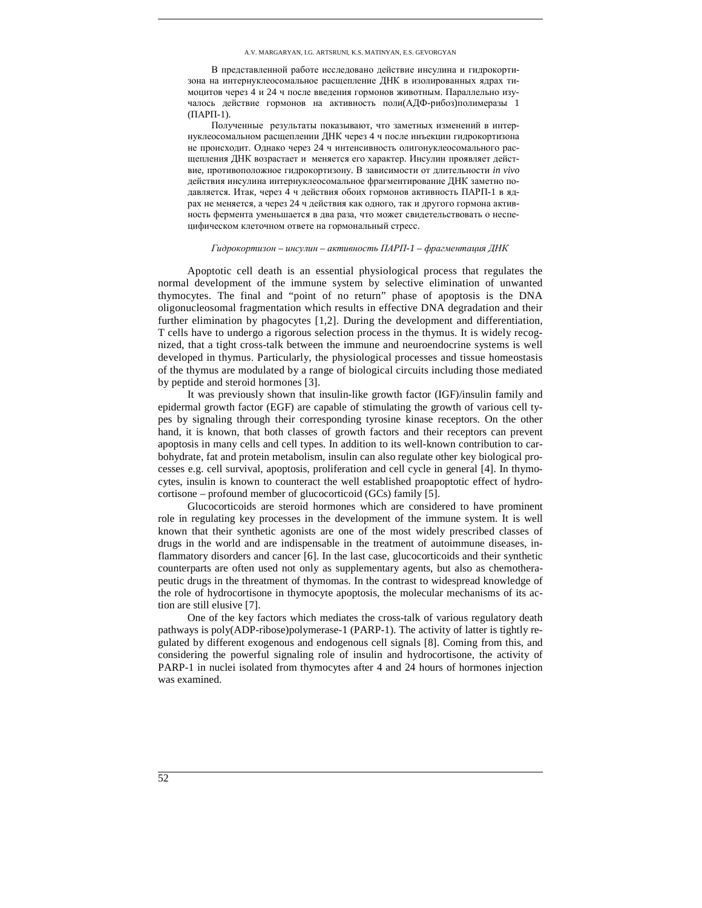В представленной работе исследовано действие инсулина и гидрокортизона на интернуклеосомальное расщепление ДНК в изолированных ядрах тимоцитов через 4 и 24 ч после введения гормонов животным. Параллельно изучалось действие гормонов на активность поли(АДФ-рибоз)полимеразы 1 (ПАРП-1).

Полученные результаты показывают, что заметных изменений в интернуклеосомальном расщеплении ДНК через 4 ч после инъекции гидрокортизона не происходит. Однако через 24 ч интенсивность олигонуклеосомального расщепления ДНК возрастает и меняется его характер. Инсулин проявляет действие, противоположное гидрокортизону. В зависимости от длительности *in vivo* действия инсулина интернуклеосомальное фрагментирование ДНК заметно подавляется. Итак, через 4 ч действия обоих гормонов активность ПАРП-1 в ядрах не меняется, а через 24 ч действия как одного, так и другого гормона активность фермента уменьшается в два раза, что может свидетельствовать о неспецифическом клеточном ответе на гормональный стресс.

*Гидрокортизон – инсулин – активность ПАРП-1 – фрагментация ДНК*

Apoptotic cell death is an essential physiological process that regulates the normal development of the immune system by selective elimination of unwanted thymocytes. The final and "point of no return" phase of apoptosis is the DNA oligonucleosomal fragmentation which results in effective DNA degradation and their further elimination by phagocytes [1,2]. During the development and differentiation, T cells have to undergo a rigorous selection process in the thymus. It is widely recognized, that a tight cross-talk between the immune and neuroendocrine systems is well developed in thymus. Particularly, the physiological processes and tissue homeostasis of the thymus are modulated by a range of biological circuits including those mediated by peptide and steroid hormones [3].

It was previously shown that insulin-like growth factor (IGF)/insulin family and epidermal growth factor (EGF) are capable of stimulating the growth of various cell types by signaling through their corresponding tyrosine kinase receptors. On the other hand, it is known, that both classes of growth factors and their receptors can prevent apoptosis in many cells and cell types. In addition to its well-known contribution to carbohydrate, fat and protein metabolism, insulin can also regulate other key biological processes e.g. cell survival, apoptosis, proliferation and cell cycle in general [4]. In thymocytes, insulin is known to counteract the well established proapoptotic effect of hydrocortisone – profound member of glucocorticoid (GCs) family [5].

Glucocorticoids are steroid hormones which are considered to have prominent role in regulating key processes in the development of the immune system. It is well known that their synthetic agonists are one of the most widely prescribed classes of drugs in the world and are indispensable in the treatment of autoimmune diseases, inflammatory disorders and cancer [6]. In the last case, glucocorticoids and their synthetic counterparts are often used not only as supplementary agents, but also as chemotherapeutic drugs in the threatment of thymomas. In the contrast to widespread knowledge of the role of hydrocortisone in thymocyte apoptosis, the molecular mechanisms of its action are still elusive [7].

One of the key factors which mediates the cross-talk of various regulatory death pathways is poly(ADP-ribose)polymerase-1 (PARP-1). The activity of latter is tightly regulated by different exogenous and endogenous cell signals [8]. Coming from this, and considering the powerful signaling role of insulin and hydrocortisone, the activity of PARP-1 in nuclei isolated from thymocytes after 4 and 24 hours of hormones injection was examined.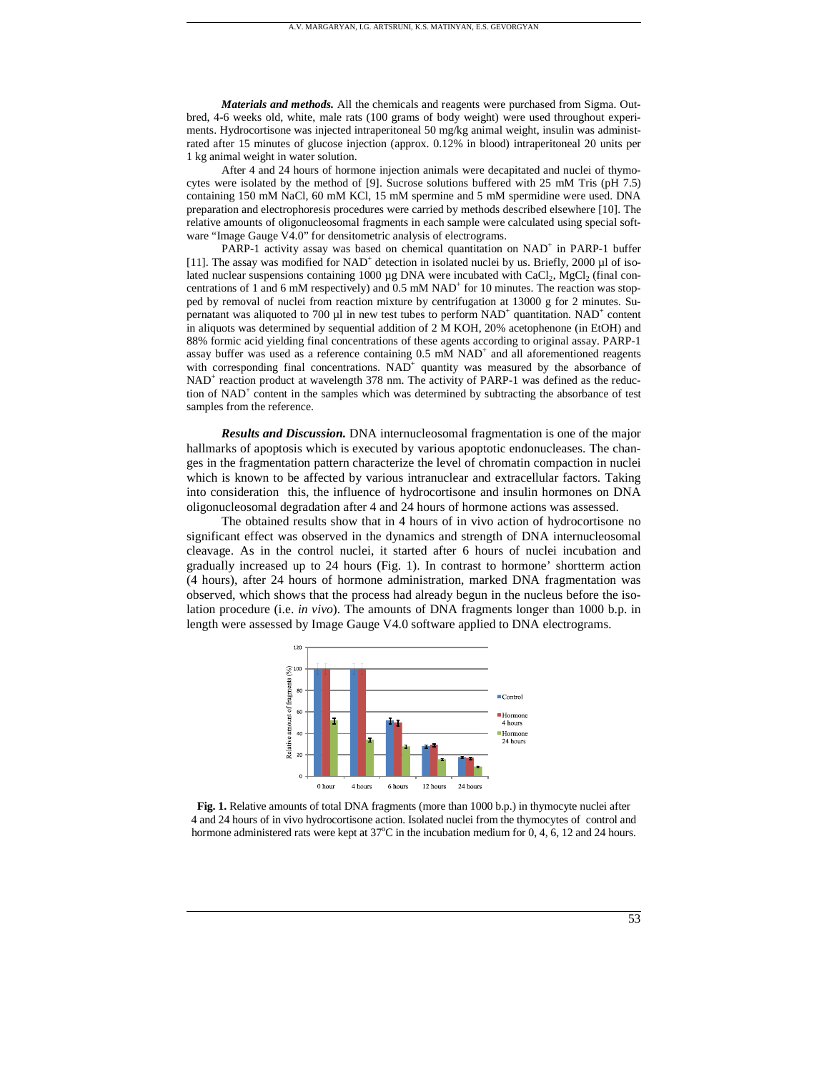***Materials and methods.*** All the chemicals and reagents were purchased from Sigma. Outbred, 4-6 weeks old, white, male rats (100 grams of body weight) were used throughout experiments. Hydrocortisone was injected intraperitoneal 50 mg/kg animal weight, insulin was administrated after 15 minutes of glucose injection (approx. 0.12% in blood) intraperitoneal 20 units per 1 kg animal weight in water solution.

After 4 and 24 hours of hormone injection animals were decapitated and nuclei of thymocytes were isolated by the method of [9]. Sucrose solutions buffered with 25 mM Tris (pH 7.5) containing 150 mM NaCl, 60 mM KCl, 15 mM spermine and 5 mM spermidine were used. DNA preparation and electrophoresis procedures were carried by methods described elsewhere [10]. The relative amounts of oligonucleosomal fragments in each sample were calculated using special software "Image Gauge V4.0" for densitometric analysis of electrograms.

PARP-1 activity assay was based on chemical quantitation on $NAD^+$ in PARP-1 buffer [11]. The assay was modified for $NAD^+$ detection in isolated nuclei by us. Briefly, 2000 µl of isolated nuclear suspensions containing 1000 µg DNA were incubated with $CaCl_2$, $MgCl_2$ (final concentrations of 1 and 6 mM respectively) and 0.5 mM $NAD^+$ for 10 minutes. The reaction was stopped by removal of nuclei from reaction mixture by centrifugation at 13000 g for 2 minutes. Supernatant was aliquoted to 700 µl in new test tubes to perform $NAD^+$ quantitation. $NAD^+$ content in aliquots was determined by sequential addition of 2 M KOH, 20% acetophenone (in EtOH) and 88% formic acid yielding final concentrations of these agents according to original assay. PARP-1 assay buffer was used as a reference containing 0.5 mM $NAD^+$ and all aforementioned reagents with corresponding final concentrations. $NAD^+$ quantity was measured by the absorbance of $NAD^+$ reaction product at wavelength 378 nm. The activity of PARP-1 was defined as the reduction of $NAD^+$ content in the samples which was determined by subtracting the absorbance of test samples from the reference.

***Results and Discussion.*** DNA internucleosomal fragmentation is one of the major hallmarks of apoptosis which is executed by various apoptotic endonucleases. The changes in the fragmentation pattern characterize the level of chromatin compaction in nuclei which is known to be affected by various intranuclear and extracellular factors. Taking into consideration this, the influence of hydrocortisone and insulin hormones on DNA oligonucleosomal degradation after 4 and 24 hours of hormone actions was assessed.

The obtained results show that in 4 hours of in vivo action of hydrocortisone no significant effect was observed in the dynamics and strength of DNA internucleosomal cleavage. As in the control nuclei, it started after 6 hours of nuclei incubation and gradually increased up to 24 hours (Fig. 1). In contrast to hormone' shortterm action (4 hours), after 24 hours of hormone administration, marked DNA fragmentation was observed, which shows that the process had already begun in the nucleus before the isolation procedure (i.e. *in vivo*). The amounts of DNA fragments longer than 1000 b.p. in length were assessed by Image Gauge V4.0 software applied to DNA electrograms.

**Fig. 1.** Relative amounts of total DNA fragments (more than 1000 b.p.) in thymocyte nuclei after 4 and 24 hours of in vivo hydrocortisone action. Isolated nuclei from the thymocytes of control and hormone administered rats were kept at 37°C in the incubation medium for 0, 4, 6, 12 and 24 hours.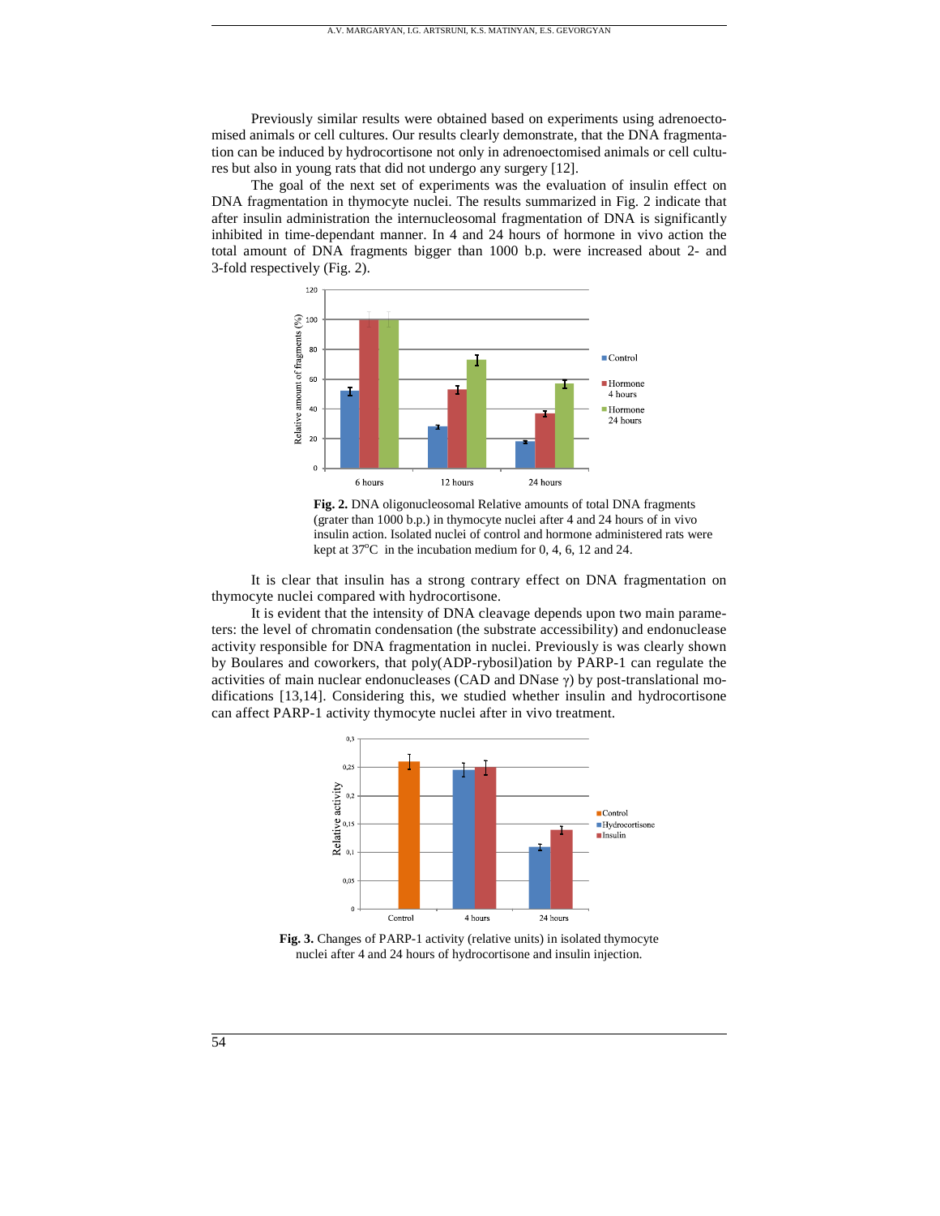Previously similar results were obtained based on experiments using adrenoectomised animals or cell cultures. Our results clearly demonstrate, that the DNA fragmentation can be induced by hydrocortisone not only in adrenoectomised animals or cell cultures but also in young rats that did not undergo any surgery [12].

The goal of the next set of experiments was the evaluation of insulin effect on DNA fragmentation in thymocyte nuclei. The results summarized in Fig. 2 indicate that after insulin administration the internucleosomal fragmentation of DNA is significantly inhibited in time-dependant manner. In 4 and 24 hours of hormone in vivo action the total amount of DNA fragments bigger than 1000 b.p. were increased about 2- and 3-fold respectively (Fig. 2).

**Fig. 2.** DNA oligonucleosomal Relative amounts of total DNA fragments (grater than 1000 b.p.) in thymocyte nuclei after 4 and 24 hours of in vivo insulin action. Isolated nuclei of control and hormone administered rats were kept at 37°C in the incubation medium for 0, 4, 6, 12 and 24.

It is clear that insulin has a strong contrary effect on DNA fragmentation on thymocyte nuclei compared with hydrocortisone.

It is evident that the intensity of DNA cleavage depends upon two main parameters: the level of chromatin condensation (the substrate accessibility) and endonuclease activity responsible for DNA fragmentation in nuclei. Previously is was clearly shown by Boulares and coworkers, that poly(ADP-rybosil)ation by PARP-1 can regulate the activities of main nuclear endonucleases (CAD and DNase γ) by post-translational modifications [13,14]. Considering this, we studied whether insulin and hydrocortisone can affect PARP-1 activity thymocyte nuclei after in vivo treatment.

**Fig. 3.** Changes of PARP-1 activity (relative units) in isolated thymocyte nuclei after 4 and 24 hours of hydrocortisone and insulin injection.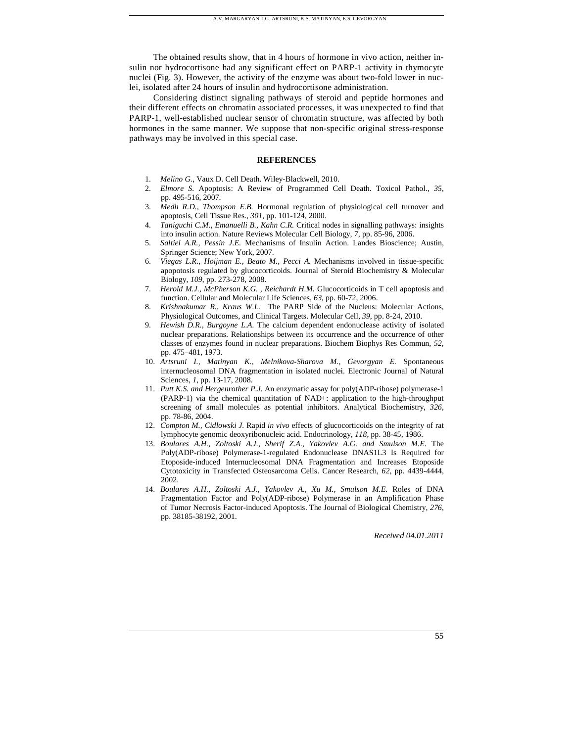The obtained results show, that in 4 hours of hormone in vivo action, neither insulin nor hydrocortisone had any significant effect on PARP-1 activity in thymocyte nuclei (Fig. 3). However, the activity of the enzyme was about two-fold lower in nuclei, isolated after 24 hours of insulin and hydrocortisone administration.

Considering distinct signaling pathways of steroid and peptide hormones and their different effects on chromatin associated processes, it was unexpected to find that PARP-1, well-established nuclear sensor of chromatin structure, was affected by both hormones in the same manner. We suppose that non-specific original stress-response pathways may be involved in this special case.

## REFERENCES

1. *Melino G.*, Vaux D. Cell Death. Wiley-Blackwell, 2010.
2. *Elmore S.* Apoptosis: A Review of Programmed Cell Death. Toxicol Pathol., *35*, pp. 495-516, 2007.
3. *Medh R.D., Thompson E.B.* Hormonal regulation of physiological cell turnover and apoptosis, Cell Tissue Res., *301*, pp. 101-124, 2000.
4. *Taniguchi C.M., Emanuelli B., Kahn C.R.* Critical nodes in signalling pathways: insights into insulin action. Nature Reviews Molecular Cell Biology, *7*, pp. 85-96, 2006.
5. *Saltiel A.R., Pessin J.E.* Mechanisms of Insulin Action. Landes Bioscience; Austin, Springer Science; New York, 2007.
6. *Viegas L.R., Hoijman E., Beato M., Pecci A.* Mechanisms involved in tissue-specific apopotosis regulated by glucocorticoids. Journal of Steroid Biochemistry & Molecular Biology, *109*, pp. 273-278, 2008.
7. *Herold M.J., McPherson K.G. , Reichardt H.M.* Glucocorticoids in T cell apoptosis and function. Cellular and Molecular Life Sciences, *63*, pp. 60-72, 2006.
8. *Krishnakumar R., Kraus W.L.* The PARP Side of the Nucleus: Molecular Actions, Physiological Outcomes, and Clinical Targets. Molecular Cell, *39*, pp. 8-24, 2010.
9. *Hewish D.R., Burgoyne L.A.* The calcium dependent endonuclease activity of isolated nuclear preparations. Relationships between its occurrence and the occurrence of other classes of enzymes found in nuclear preparations. Biochem Biophys Res Commun, *52*, pp. 475–481, 1973.
10. *Artsruni I., Matinyan K., Melnikova-Sharova M., Gevorgyan E.* Spontaneous internucleosomal DNA fragmentation in isolated nuclei. Electronic Journal of Natural Sciences, *1*, pp. 13-17, 2008.
11. *Putt K.S. and Hergenrother P.J.* An enzymatic assay for poly(ADP-ribose) polymerase-1 (PARP-1) via the chemical quantitation of NAD+: application to the high-throughput screening of small molecules as potential inhibitors. Analytical Biochemistry, *326*, pp. 78-86, 2004.
12. *Compton M., Cidlowski J.* Rapid *in vivo* effects of glucocorticoids on the integrity of rat lymphocyte genomic deoxyribonucleic acid. Endocrinology, *118*, pp. 38-45, 1986.
13. *Boulares A.H., Zoltoski A.J., Sherif Z.A., Yakovlev A.G. and Smulson M.E.* The Poly(ADP-ribose) Polymerase-1-regulated Endonuclease DNAS1L3 Is Required for Etoposide-induced Internucleosomal DNA Fragmentation and Increases Etoposide Cytotoxicity in Transfected Osteosarcoma Cells. Cancer Research, *62*, pp. 4439-4444, 2002.
14. *Boulares A.H., Zoltoski A.J., Yakovlev A., Xu M., Smulson M.E.* Roles of DNA Fragmentation Factor and Poly(ADP-ribose) Polymerase in an Amplification Phase of Tumor Necrosis Factor-induced Apoptosis. The Journal of Biological Chemistry, *276*, pp. 38185-38192, 2001.

*Received 04.01.2011*